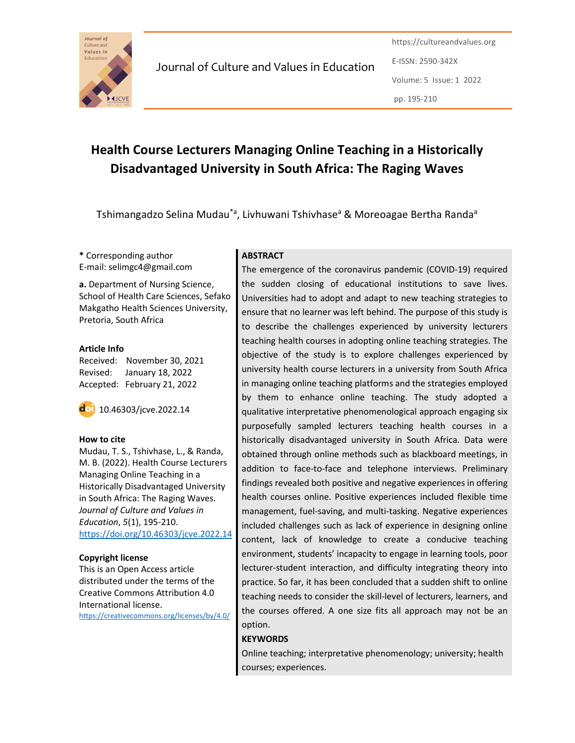# Health Course Lecturers Managing Online Teaching in a Historically Disadvantaged University in South Africa: The Raging Waves

Tshimangadzo Selina Mudau*[a], Livhuwani Tshivhase[a] & Moreoagae Bertha Randa[a]

**\*** Corresponding author
E-mail: selimgc4@gmail.com

**a.** Department of Nursing Science, School of Health Care Sciences, Sefako Makgatho Health Sciences University, Pretoria, South Africa

**Article Info**
Received: November 30, 2021
Revised: January 18, 2022
Accepted: February 21, 2022

10.46303/jcve.2022.14

**How to cite**
Mudau, T. S., Tshivhase, L., & Randa, M. B. (2022). Health Course Lecturers Managing Online Teaching in a Historically Disadvantaged University in South Africa: The Raging Waves. *Journal of Culture and Values in Education*, *5*(1), 195-210.
https://doi.org/10.46303/jcve.2022.14

**Copyright license**
This is an Open Access article distributed under the terms of the Creative Commons Attribution 4.0 International license.
https://creativecommons.org/licenses/by/4.0/

## ABSTRACT

The emergence of the coronavirus pandemic (COVID-19) required the sudden closing of educational institutions to save lives. Universities had to adopt and adapt to new teaching strategies to ensure that no learner was left behind. The purpose of this study is to describe the challenges experienced by university lecturers teaching health courses in adopting online teaching strategies. The objective of the study is to explore challenges experienced by university health course lecturers in a university from South Africa in managing online teaching platforms and the strategies employed by them to enhance online teaching. The study adopted a qualitative interpretative phenomenological approach engaging six purposefully sampled lecturers teaching health courses in a historically disadvantaged university in South Africa. Data were obtained through online methods such as blackboard meetings, in addition to face-to-face and telephone interviews. Preliminary findings revealed both positive and negative experiences in offering health courses online. Positive experiences included flexible time management, fuel-saving, and multi-tasking. Negative experiences included challenges such as lack of experience in designing online content, lack of knowledge to create a conducive teaching environment, students' incapacity to engage in learning tools, poor lecturer-student interaction, and difficulty integrating theory into practice. So far, it has been concluded that a sudden shift to online teaching needs to consider the skill-level of lecturers, learners, and the courses offered. A one size fits all approach may not be an option.

## KEYWORDS

Online teaching; interpretative phenomenology; university; health courses; experiences.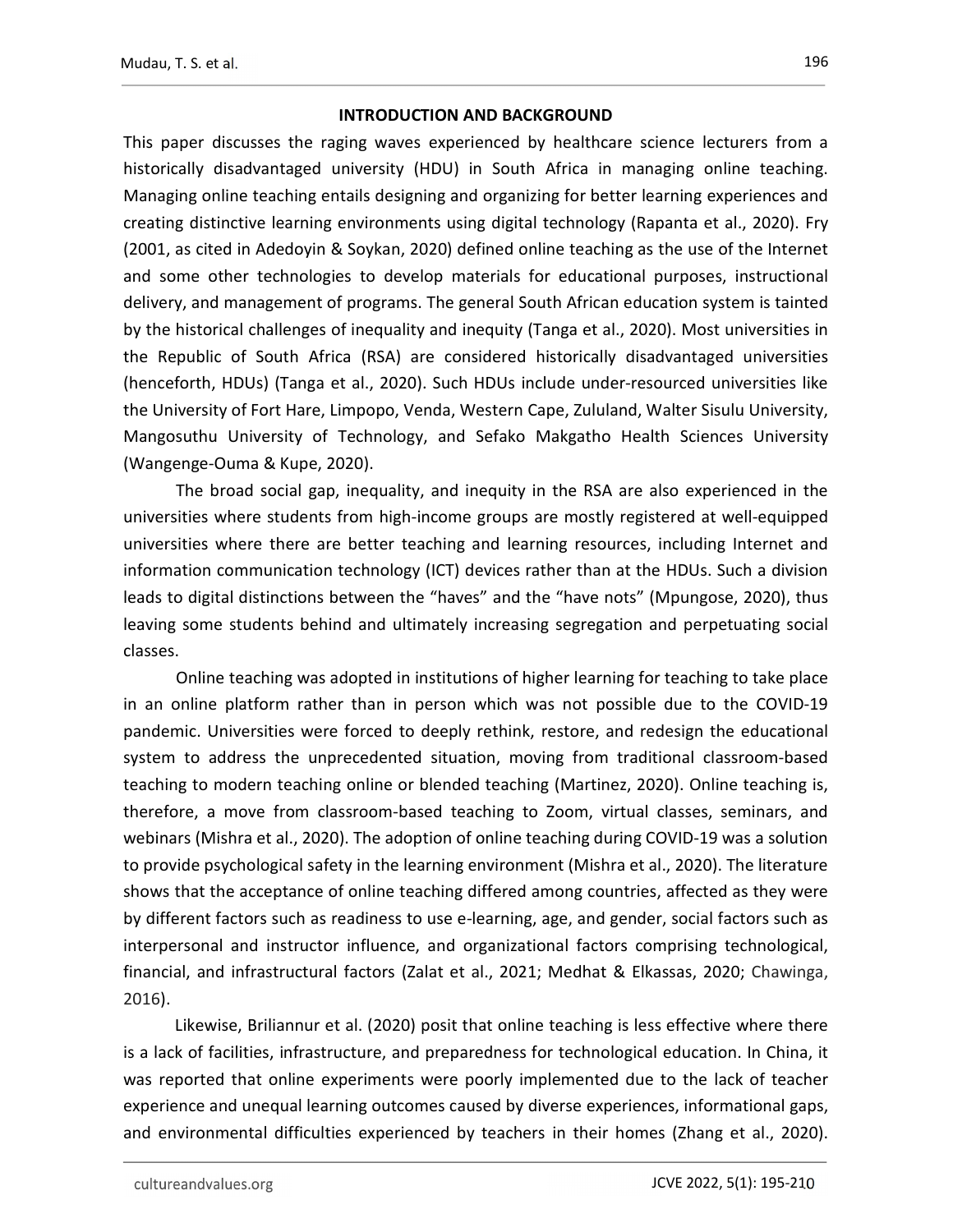## INTRODUCTION AND BACKGROUND

This paper discusses the raging waves experienced by healthcare science lecturers from a historically disadvantaged university (HDU) in South Africa in managing online teaching. Managing online teaching entails designing and organizing for better learning experiences and creating distinctive learning environments using digital technology (Rapanta et al., 2020). Fry (2001, as cited in Adedoyin & Soykan, 2020) defined online teaching as the use of the Internet and some other technologies to develop materials for educational purposes, instructional delivery, and management of programs. The general South African education system is tainted by the historical challenges of inequality and inequity (Tanga et al., 2020). Most universities in the Republic of South Africa (RSA) are considered historically disadvantaged universities (henceforth, HDUs) (Tanga et al., 2020). Such HDUs include under-resourced universities like the University of Fort Hare, Limpopo, Venda, Western Cape, Zululand, Walter Sisulu University, Mangosuthu University of Technology, and Sefako Makgatho Health Sciences University (Wangenge-Ouma & Kupe, 2020).

The broad social gap, inequality, and inequity in the RSA are also experienced in the universities where students from high-income groups are mostly registered at well-equipped universities where there are better teaching and learning resources, including Internet and information communication technology (ICT) devices rather than at the HDUs. Such a division leads to digital distinctions between the "haves" and the "have nots" (Mpungose, 2020), thus leaving some students behind and ultimately increasing segregation and perpetuating social classes.

Online teaching was adopted in institutions of higher learning for teaching to take place in an online platform rather than in person which was not possible due to the COVID-19 pandemic. Universities were forced to deeply rethink, restore, and redesign the educational system to address the unprecedented situation, moving from traditional classroom-based teaching to modern teaching online or blended teaching (Martinez, 2020). Online teaching is, therefore, a move from classroom-based teaching to Zoom, virtual classes, seminars, and webinars (Mishra et al., 2020). The adoption of online teaching during COVID-19 was a solution to provide psychological safety in the learning environment (Mishra et al., 2020). The literature shows that the acceptance of online teaching differed among countries, affected as they were by different factors such as readiness to use e-learning, age, and gender, social factors such as interpersonal and instructor influence, and organizational factors comprising technological, financial, and infrastructural factors (Zalat et al., 2021; Medhat & Elkassas, 2020; Chawinga, 2016).

Likewise, Briliannur et al. (2020) posit that online teaching is less effective where there is a lack of facilities, infrastructure, and preparedness for technological education. In China, it was reported that online experiments were poorly implemented due to the lack of teacher experience and unequal learning outcomes caused by diverse experiences, informational gaps, and environmental difficulties experienced by teachers in their homes (Zhang et al., 2020).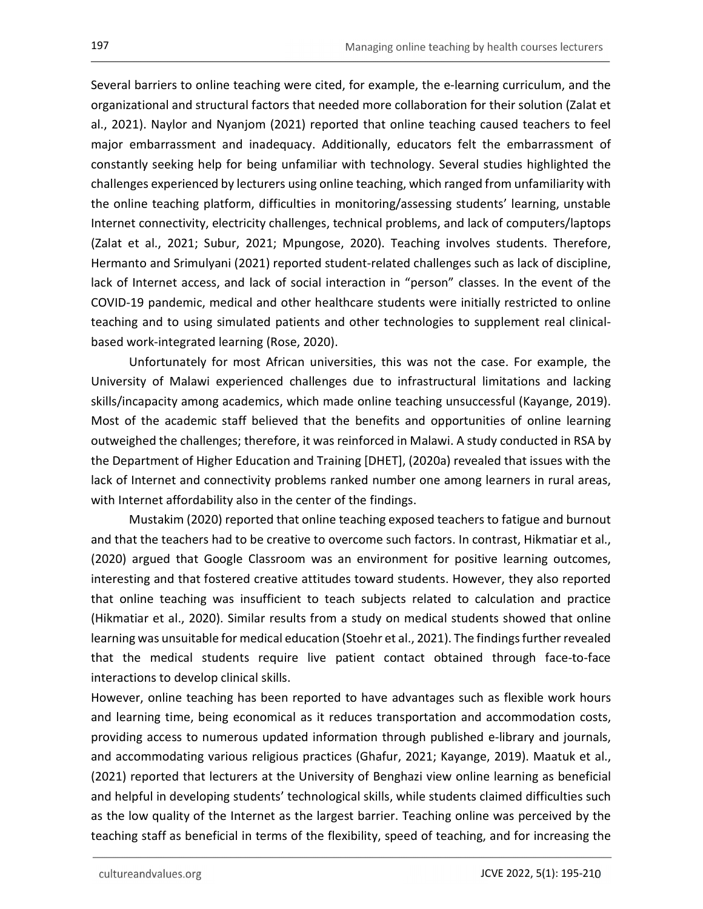Several barriers to online teaching were cited, for example, the e-learning curriculum, and the organizational and structural factors that needed more collaboration for their solution (Zalat et al., 2021). Naylor and Nyanjom (2021) reported that online teaching caused teachers to feel major embarrassment and inadequacy. Additionally, educators felt the embarrassment of constantly seeking help for being unfamiliar with technology. Several studies highlighted the challenges experienced by lecturers using online teaching, which ranged from unfamiliarity with the online teaching platform, difficulties in monitoring/assessing students' learning, unstable Internet connectivity, electricity challenges, technical problems, and lack of computers/laptops (Zalat et al., 2021; Subur, 2021; Mpungose, 2020). Teaching involves students. Therefore, Hermanto and Srimulyani (2021) reported student-related challenges such as lack of discipline, lack of Internet access, and lack of social interaction in "person" classes. In the event of the COVID-19 pandemic, medical and other healthcare students were initially restricted to online teaching and to using simulated patients and other technologies to supplement real clinical-based work-integrated learning (Rose, 2020).

Unfortunately for most African universities, this was not the case. For example, the University of Malawi experienced challenges due to infrastructural limitations and lacking skills/incapacity among academics, which made online teaching unsuccessful (Kayange, 2019). Most of the academic staff believed that the benefits and opportunities of online learning outweighed the challenges; therefore, it was reinforced in Malawi. A study conducted in RSA by the Department of Higher Education and Training [DHET], (2020a) revealed that issues with the lack of Internet and connectivity problems ranked number one among learners in rural areas, with Internet affordability also in the center of the findings.

Mustakim (2020) reported that online teaching exposed teachers to fatigue and burnout and that the teachers had to be creative to overcome such factors. In contrast, Hikmatiar et al., (2020) argued that Google Classroom was an environment for positive learning outcomes, interesting and that fostered creative attitudes toward students. However, they also reported that online teaching was insufficient to teach subjects related to calculation and practice (Hikmatiar et al., 2020). Similar results from a study on medical students showed that online learning was unsuitable for medical education (Stoehr et al., 2021). The findings further revealed that the medical students require live patient contact obtained through face-to-face interactions to develop clinical skills.

However, online teaching has been reported to have advantages such as flexible work hours and learning time, being economical as it reduces transportation and accommodation costs, providing access to numerous updated information through published e-library and journals, and accommodating various religious practices (Ghafur, 2021; Kayange, 2019). Maatuk et al., (2021) reported that lecturers at the University of Benghazi view online learning as beneficial and helpful in developing students' technological skills, while students claimed difficulties such as the low quality of the Internet as the largest barrier. Teaching online was perceived by the teaching staff as beneficial in terms of the flexibility, speed of teaching, and for increasing the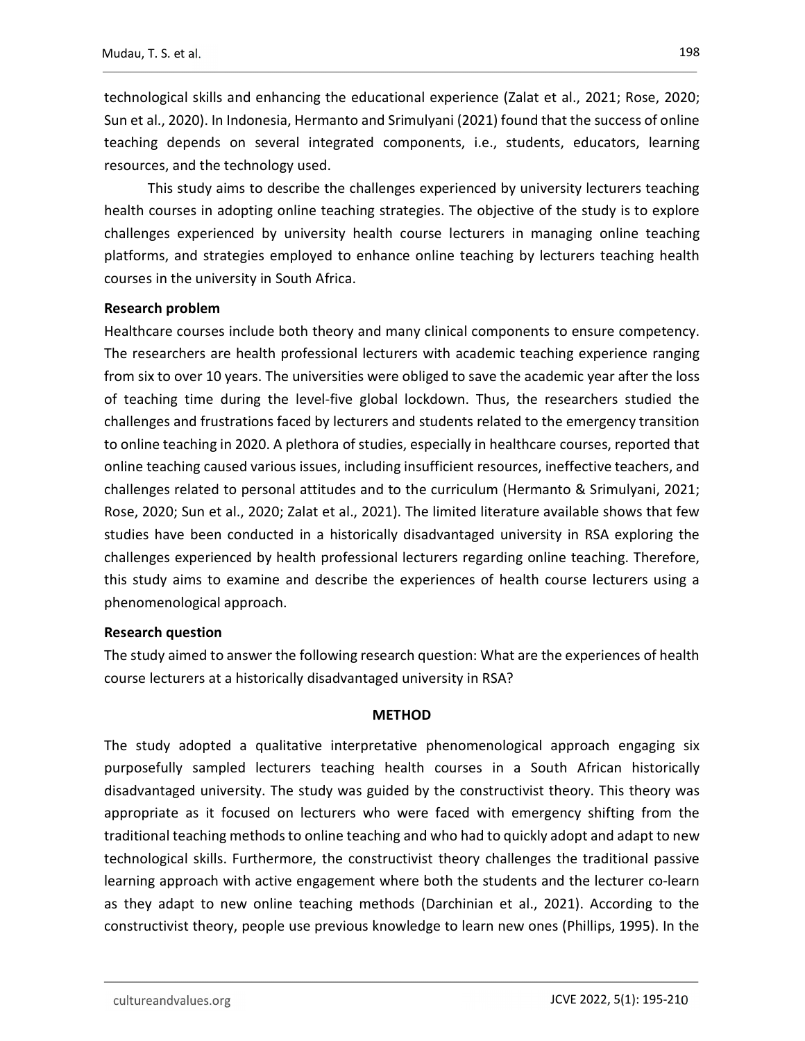technological skills and enhancing the educational experience (Zalat et al., 2021; Rose, 2020; Sun et al., 2020). In Indonesia, Hermanto and Srimulyani (2021) found that the success of online teaching depends on several integrated components, i.e., students, educators, learning resources, and the technology used.

This study aims to describe the challenges experienced by university lecturers teaching health courses in adopting online teaching strategies. The objective of the study is to explore challenges experienced by university health course lecturers in managing online teaching platforms, and strategies employed to enhance online teaching by lecturers teaching health courses in the university in South Africa.

**Research problem**

Healthcare courses include both theory and many clinical components to ensure competency. The researchers are health professional lecturers with academic teaching experience ranging from six to over 10 years. The universities were obliged to save the academic year after the loss of teaching time during the level-five global lockdown. Thus, the researchers studied the challenges and frustrations faced by lecturers and students related to the emergency transition to online teaching in 2020. A plethora of studies, especially in healthcare courses, reported that online teaching caused various issues, including insufficient resources, ineffective teachers, and challenges related to personal attitudes and to the curriculum (Hermanto & Srimulyani, 2021; Rose, 2020; Sun et al., 2020; Zalat et al., 2021). The limited literature available shows that few studies have been conducted in a historically disadvantaged university in RSA exploring the challenges experienced by health professional lecturers regarding online teaching. Therefore, this study aims to examine and describe the experiences of health course lecturers using a phenomenological approach.

**Research question**

The study aimed to answer the following research question: What are the experiences of health course lecturers at a historically disadvantaged university in RSA?

## METHOD

The study adopted a qualitative interpretative phenomenological approach engaging six purposefully sampled lecturers teaching health courses in a South African historically disadvantaged university. The study was guided by the constructivist theory. This theory was appropriate as it focused on lecturers who were faced with emergency shifting from the traditional teaching methods to online teaching and who had to quickly adopt and adapt to new technological skills. Furthermore, the constructivist theory challenges the traditional passive learning approach with active engagement where both the students and the lecturer co-learn as they adapt to new online teaching methods (Darchinian et al., 2021). According to the constructivist theory, people use previous knowledge to learn new ones (Phillips, 1995). In the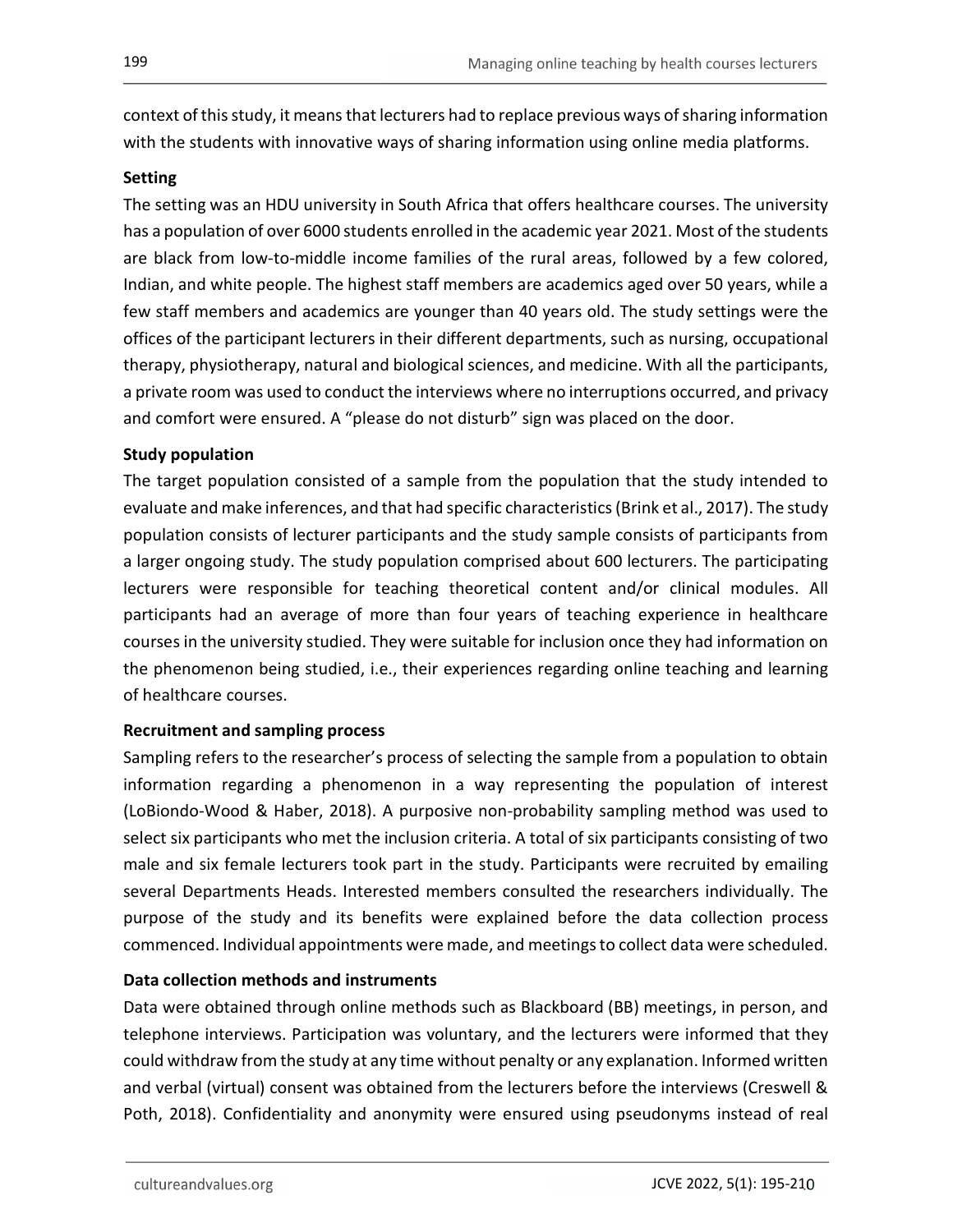context of this study, it means that lecturers had to replace previous ways of sharing information with the students with innovative ways of sharing information using online media platforms.

**Setting**

The setting was an HDU university in South Africa that offers healthcare courses. The university has a population of over 6000 students enrolled in the academic year 2021. Most of the students are black from low-to-middle income families of the rural areas, followed by a few colored, Indian, and white people. The highest staff members are academics aged over 50 years, while a few staff members and academics are younger than 40 years old. The study settings were the offices of the participant lecturers in their different departments, such as nursing, occupational therapy, physiotherapy, natural and biological sciences, and medicine. With all the participants, a private room was used to conduct the interviews where no interruptions occurred, and privacy and comfort were ensured. A "please do not disturb" sign was placed on the door.

**Study population**

The target population consisted of a sample from the population that the study intended to evaluate and make inferences, and that had specific characteristics (Brink et al., 2017). The study population consists of lecturer participants and the study sample consists of participants from a larger ongoing study. The study population comprised about 600 lecturers. The participating lecturers were responsible for teaching theoretical content and/or clinical modules. All participants had an average of more than four years of teaching experience in healthcare courses in the university studied. They were suitable for inclusion once they had information on the phenomenon being studied, i.e., their experiences regarding online teaching and learning of healthcare courses.

**Recruitment and sampling process**

Sampling refers to the researcher's process of selecting the sample from a population to obtain information regarding a phenomenon in a way representing the population of interest (LoBiondo-Wood & Haber, 2018). A purposive non-probability sampling method was used to select six participants who met the inclusion criteria. A total of six participants consisting of two male and six female lecturers took part in the study. Participants were recruited by emailing several Departments Heads. Interested members consulted the researchers individually. The purpose of the study and its benefits were explained before the data collection process commenced. Individual appointments were made, and meetings to collect data were scheduled.

**Data collection methods and instruments**

Data were obtained through online methods such as Blackboard (BB) meetings, in person, and telephone interviews. Participation was voluntary, and the lecturers were informed that they could withdraw from the study at any time without penalty or any explanation. Informed written and verbal (virtual) consent was obtained from the lecturers before the interviews (Creswell & Poth, 2018). Confidentiality and anonymity were ensured using pseudonyms instead of real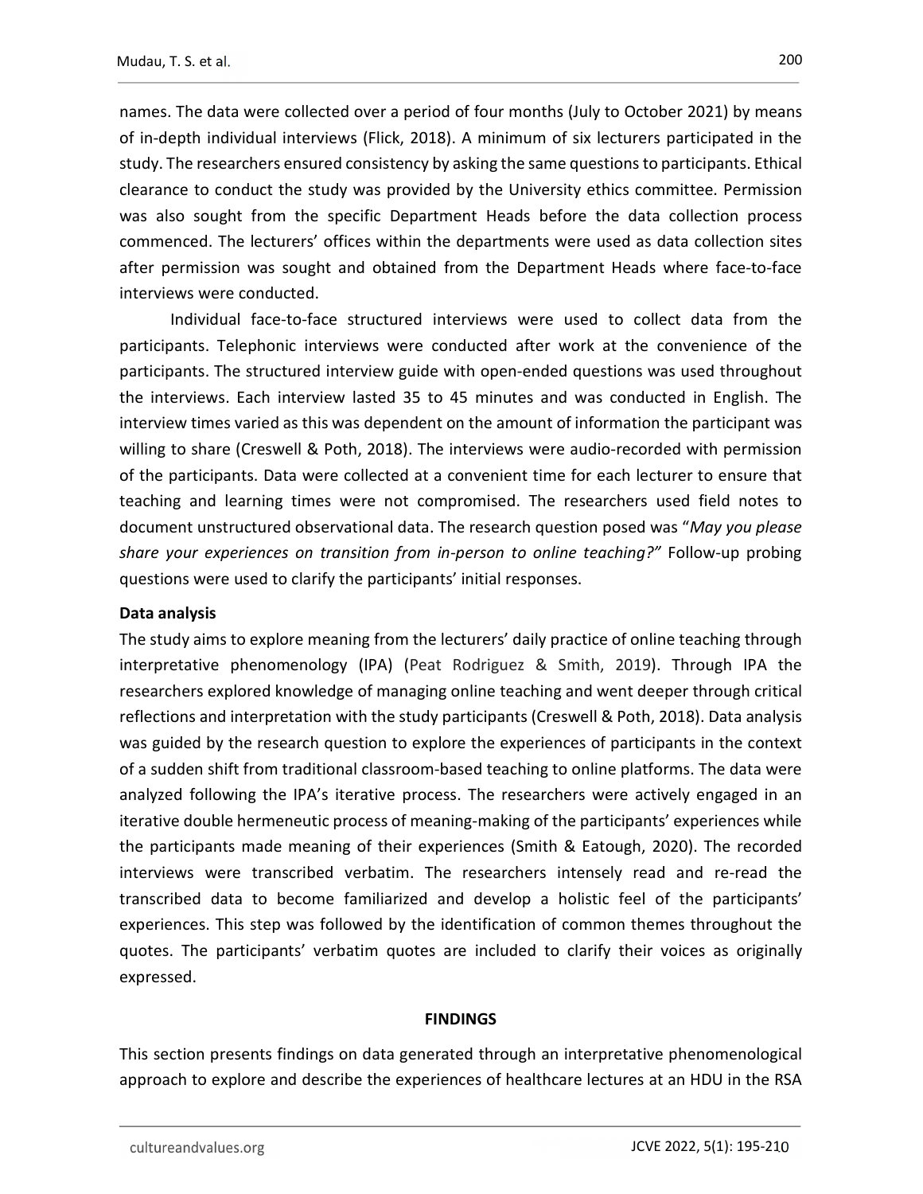names. The data were collected over a period of four months (July to October 2021) by means of in-depth individual interviews (Flick, 2018). A minimum of six lecturers participated in the study. The researchers ensured consistency by asking the same questions to participants. Ethical clearance to conduct the study was provided by the University ethics committee. Permission was also sought from the specific Department Heads before the data collection process commenced. The lecturers' offices within the departments were used as data collection sites after permission was sought and obtained from the Department Heads where face-to-face interviews were conducted.

Individual face-to-face structured interviews were used to collect data from the participants. Telephonic interviews were conducted after work at the convenience of the participants. The structured interview guide with open-ended questions was used throughout the interviews. Each interview lasted 35 to 45 minutes and was conducted in English. The interview times varied as this was dependent on the amount of information the participant was willing to share (Creswell & Poth, 2018). The interviews were audio-recorded with permission of the participants. Data were collected at a convenient time for each lecturer to ensure that teaching and learning times were not compromised. The researchers used field notes to document unstructured observational data. The research question posed was "*May you please share your experiences on transition from in-person to online teaching?"* Follow-up probing questions were used to clarify the participants' initial responses.

**Data analysis**

The study aims to explore meaning from the lecturers' daily practice of online teaching through interpretative phenomenology (IPA) (Peat Rodriguez & Smith, 2019). Through IPA the researchers explored knowledge of managing online teaching and went deeper through critical reflections and interpretation with the study participants (Creswell & Poth, 2018). Data analysis was guided by the research question to explore the experiences of participants in the context of a sudden shift from traditional classroom-based teaching to online platforms. The data were analyzed following the IPA's iterative process. The researchers were actively engaged in an iterative double hermeneutic process of meaning-making of the participants' experiences while the participants made meaning of their experiences (Smith & Eatough, 2020). The recorded interviews were transcribed verbatim. The researchers intensely read and re-read the transcribed data to become familiarized and develop a holistic feel of the participants' experiences. This step was followed by the identification of common themes throughout the quotes. The participants' verbatim quotes are included to clarify their voices as originally expressed.

## FINDINGS

This section presents findings on data generated through an interpretative phenomenological approach to explore and describe the experiences of healthcare lectures at an HDU in the RSA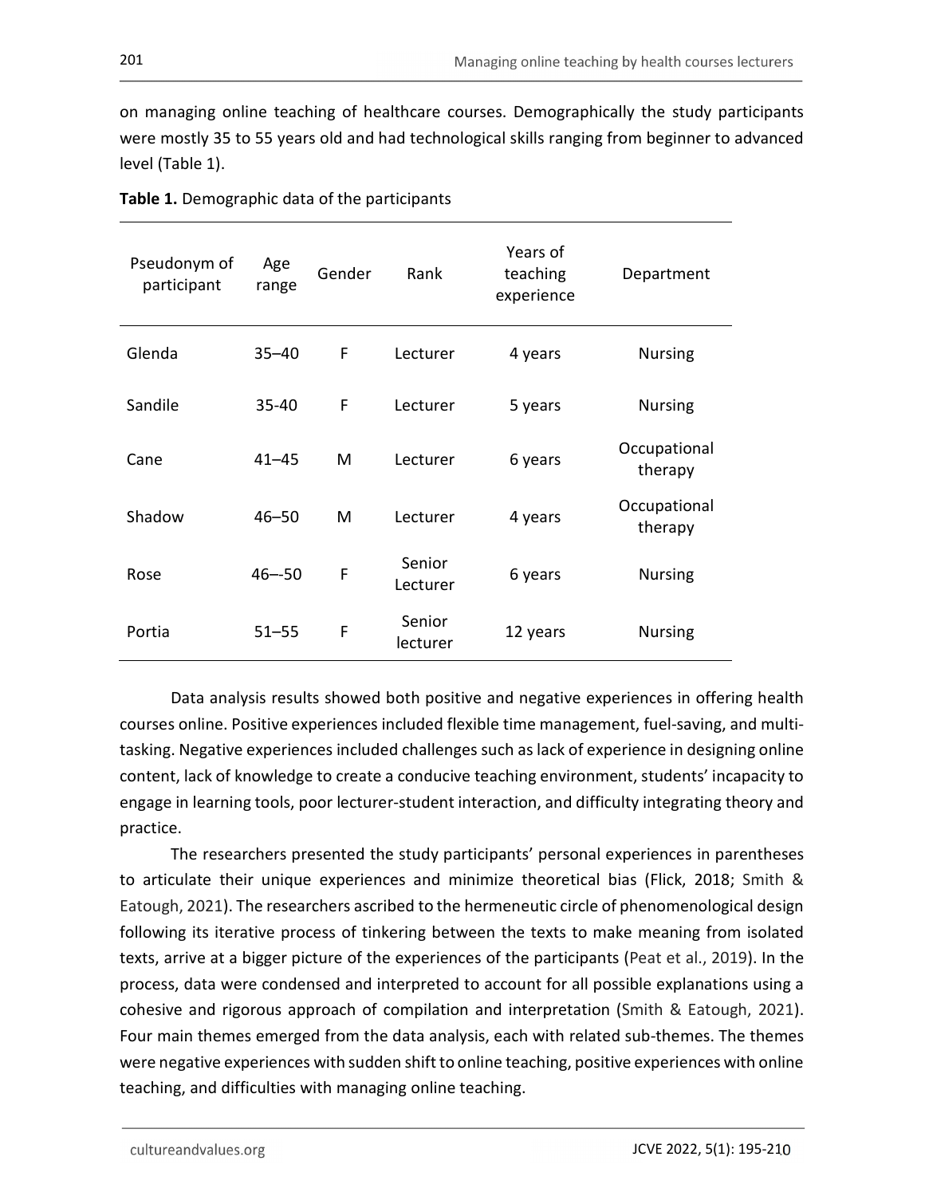on managing online teaching of healthcare courses. Demographically the study participants were mostly 35 to 55 years old and had technological skills ranging from beginner to advanced level (Table 1).

**Table 1.** Demographic data of the participants

| Pseudonym of participant | Age range | Gender | Rank | Years of teaching experience | Department |
|---|---|---|---|---|---|
| Glenda | 35–40 | F | Lecturer | 4 years | Nursing |
| Sandile | 35-40 | F | Lecturer | 5 years | Nursing |
| Cane | 41–45 | M | Lecturer | 6 years | Occupational therapy |
| Shadow | 46–50 | M | Lecturer | 4 years | Occupational therapy |
| Rose | 46–-50 | F | Senior Lecturer | 6 years | Nursing |
| Portia | 51–55 | F | Senior lecturer | 12 years | Nursing |

Data analysis results showed both positive and negative experiences in offering health courses online. Positive experiences included flexible time management, fuel-saving, and multi-tasking. Negative experiences included challenges such as lack of experience in designing online content, lack of knowledge to create a conducive teaching environment, students' incapacity to engage in learning tools, poor lecturer-student interaction, and difficulty integrating theory and practice.

The researchers presented the study participants' personal experiences in parentheses to articulate their unique experiences and minimize theoretical bias (Flick, 2018; Smith & Eatough, 2021). The researchers ascribed to the hermeneutic circle of phenomenological design following its iterative process of tinkering between the texts to make meaning from isolated texts, arrive at a bigger picture of the experiences of the participants (Peat et al., 2019). In the process, data were condensed and interpreted to account for all possible explanations using a cohesive and rigorous approach of compilation and interpretation (Smith & Eatough, 2021). Four main themes emerged from the data analysis, each with related sub-themes. The themes were negative experiences with sudden shift to online teaching, positive experiences with online teaching, and difficulties with managing online teaching.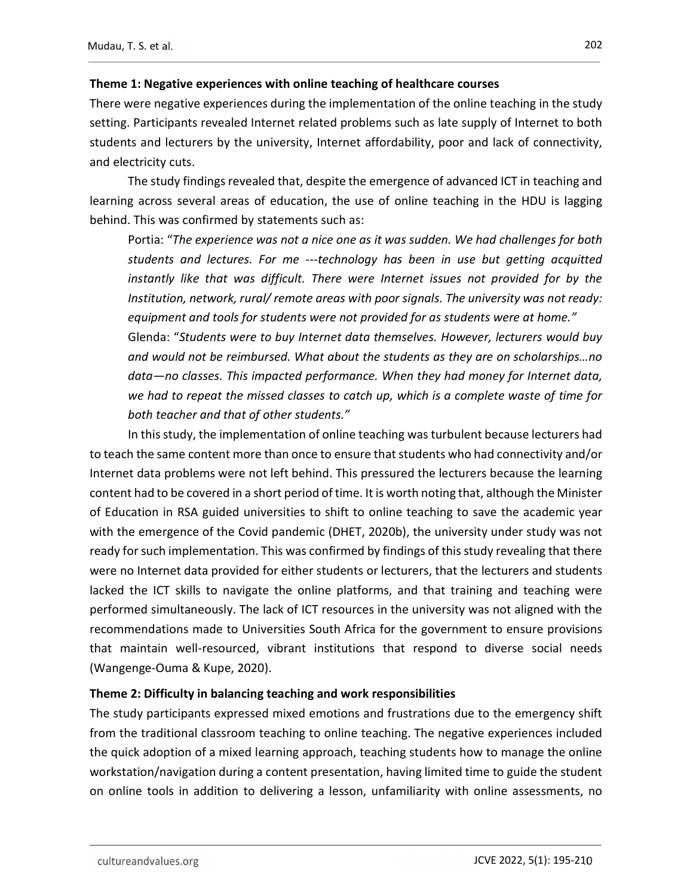**Theme 1: Negative experiences with online teaching of healthcare courses**

There were negative experiences during the implementation of the online teaching in the study setting. Participants revealed Internet related problems such as late supply of Internet to both students and lecturers by the university, Internet affordability, poor and lack of connectivity, and electricity cuts.

The study findings revealed that, despite the emergence of advanced ICT in teaching and learning across several areas of education, the use of online teaching in the HDU is lagging behind. This was confirmed by statements such as:

> Portia: "*The experience was not a nice one as it was sudden. We had challenges for both students and lectures. For me ---technology has been in use but getting acquitted instantly like that was difficult. There were Internet issues not provided for by the Institution, network, rural/ remote areas with poor signals. The university was not ready: equipment and tools for students were not provided for as students were at home.*"
>
> Glenda: "*Students were to buy Internet data themselves. However, lecturers would buy and would not be reimbursed. What about the students as they are on scholarships…no data—no classes. This impacted performance. When they had money for Internet data, we had to repeat the missed classes to catch up, which is a complete waste of time for both teacher and that of other students.*"

In this study, the implementation of online teaching was turbulent because lecturers had to teach the same content more than once to ensure that students who had connectivity and/or Internet data problems were not left behind. This pressured the lecturers because the learning content had to be covered in a short period of time. It is worth noting that, although the Minister of Education in RSA guided universities to shift to online teaching to save the academic year with the emergence of the Covid pandemic (DHET, 2020b), the university under study was not ready for such implementation. This was confirmed by findings of this study revealing that there were no Internet data provided for either students or lecturers, that the lecturers and students lacked the ICT skills to navigate the online platforms, and that training and teaching were performed simultaneously. The lack of ICT resources in the university was not aligned with the recommendations made to Universities South Africa for the government to ensure provisions that maintain well-resourced, vibrant institutions that respond to diverse social needs (Wangenge-Ouma & Kupe, 2020).

**Theme 2: Difficulty in balancing teaching and work responsibilities**

The study participants expressed mixed emotions and frustrations due to the emergency shift from the traditional classroom teaching to online teaching. The negative experiences included the quick adoption of a mixed learning approach, teaching students how to manage the online workstation/navigation during a content presentation, having limited time to guide the student on online tools in addition to delivering a lesson, unfamiliarity with online assessments, no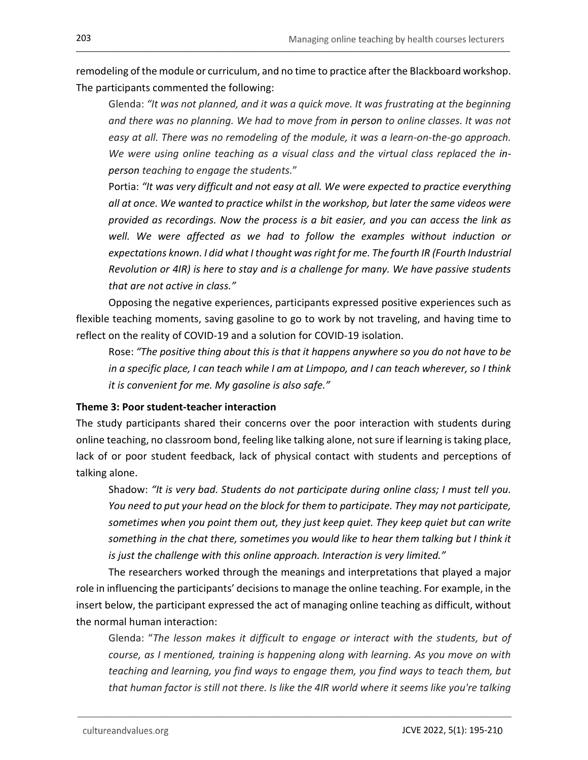remodeling of the module or curriculum, and no time to practice after the Blackboard workshop. The participants commented the following:

> Glenda: *"It was not planned, and it was a quick move. It was frustrating at the beginning and there was no planning. We had to move from in person to online classes. It was not easy at all. There was no remodeling of the module, it was a learn-on-the-go approach. We were using online teaching as a visual class and the virtual class replaced the in-person teaching to engage the students.*"
>
> Portia: *"It was very difficult and not easy at all. We were expected to practice everything all at once. We wanted to practice whilst in the workshop, but later the same videos were provided as recordings. Now the process is a bit easier, and you can access the link as well. We were affected as we had to follow the examples without induction or expectations known. I did what I thought was right for me. The fourth IR (Fourth Industrial Revolution or 4IR) is here to stay and is a challenge for many. We have passive students that are not active in class."*

Opposing the negative experiences, participants expressed positive experiences such as flexible teaching moments, saving gasoline to go to work by not traveling, and having time to reflect on the reality of COVID-19 and a solution for COVID-19 isolation.

> Rose: *"The positive thing about this is that it happens anywhere so you do not have to be in a specific place, I can teach while I am at Limpopo, and I can teach wherever, so I think it is convenient for me. My gasoline is also safe."*

**Theme 3: Poor student-teacher interaction**

The study participants shared their concerns over the poor interaction with students during online teaching, no classroom bond, feeling like talking alone, not sure if learning is taking place, lack of or poor student feedback, lack of physical contact with students and perceptions of talking alone.

> Shadow: *"It is very bad. Students do not participate during online class; I must tell you. You need to put your head on the block for them to participate. They may not participate, sometimes when you point them out, they just keep quiet. They keep quiet but can write something in the chat there, sometimes you would like to hear them talking but I think it is just the challenge with this online approach. Interaction is very limited."*

The researchers worked through the meanings and interpretations that played a major role in influencing the participants' decisions to manage the online teaching. For example, in the insert below, the participant expressed the act of managing online teaching as difficult, without the normal human interaction:

> Glenda: "*The lesson makes it difficult to engage or interact with the students, but of course, as I mentioned, training is happening along with learning. As you move on with teaching and learning, you find ways to engage them, you find ways to teach them, but that human factor is still not there. Is like the 4IR world where it seems like you're talking*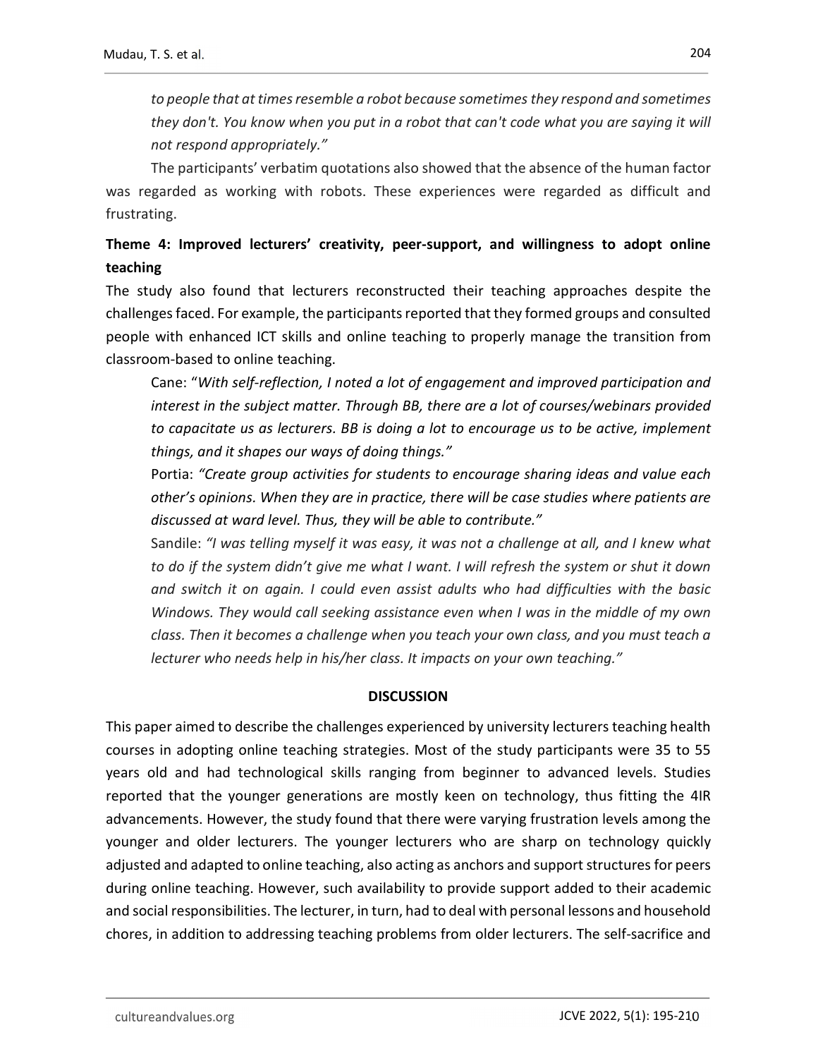*to people that at times resemble a robot because sometimes they respond and sometimes they don't. You know when you put in a robot that can't code what you are saying it will not respond appropriately."*

The participants' verbatim quotations also showed that the absence of the human factor was regarded as working with robots. These experiences were regarded as difficult and frustrating.

**Theme 4: Improved lecturers' creativity, peer-support, and willingness to adopt online teaching**

The study also found that lecturers reconstructed their teaching approaches despite the challenges faced. For example, the participants reported that they formed groups and consulted people with enhanced ICT skills and online teaching to properly manage the transition from classroom-based to online teaching.

Cane: "*With self-reflection, I noted a lot of engagement and improved participation and interest in the subject matter. Through BB, there are a lot of courses/webinars provided to capacitate us as lecturers. BB is doing a lot to encourage us to be active, implement things, and it shapes our ways of doing things."*

Portia: *"Create group activities for students to encourage sharing ideas and value each other's opinions. When they are in practice, there will be case studies where patients are discussed at ward level. Thus, they will be able to contribute."*

Sandile: *"I was telling myself it was easy, it was not a challenge at all, and I knew what to do if the system didn't give me what I want. I will refresh the system or shut it down and switch it on again. I could even assist adults who had difficulties with the basic Windows. They would call seeking assistance even when I was in the middle of my own class. Then it becomes a challenge when you teach your own class, and you must teach a lecturer who needs help in his/her class. It impacts on your own teaching."*

## DISCUSSION

This paper aimed to describe the challenges experienced by university lecturers teaching health courses in adopting online teaching strategies. Most of the study participants were 35 to 55 years old and had technological skills ranging from beginner to advanced levels. Studies reported that the younger generations are mostly keen on technology, thus fitting the 4IR advancements. However, the study found that there were varying frustration levels among the younger and older lecturers. The younger lecturers who are sharp on technology quickly adjusted and adapted to online teaching, also acting as anchors and support structures for peers during online teaching. However, such availability to provide support added to their academic and social responsibilities. The lecturer, in turn, had to deal with personal lessons and household chores, in addition to addressing teaching problems from older lecturers. The self-sacrifice and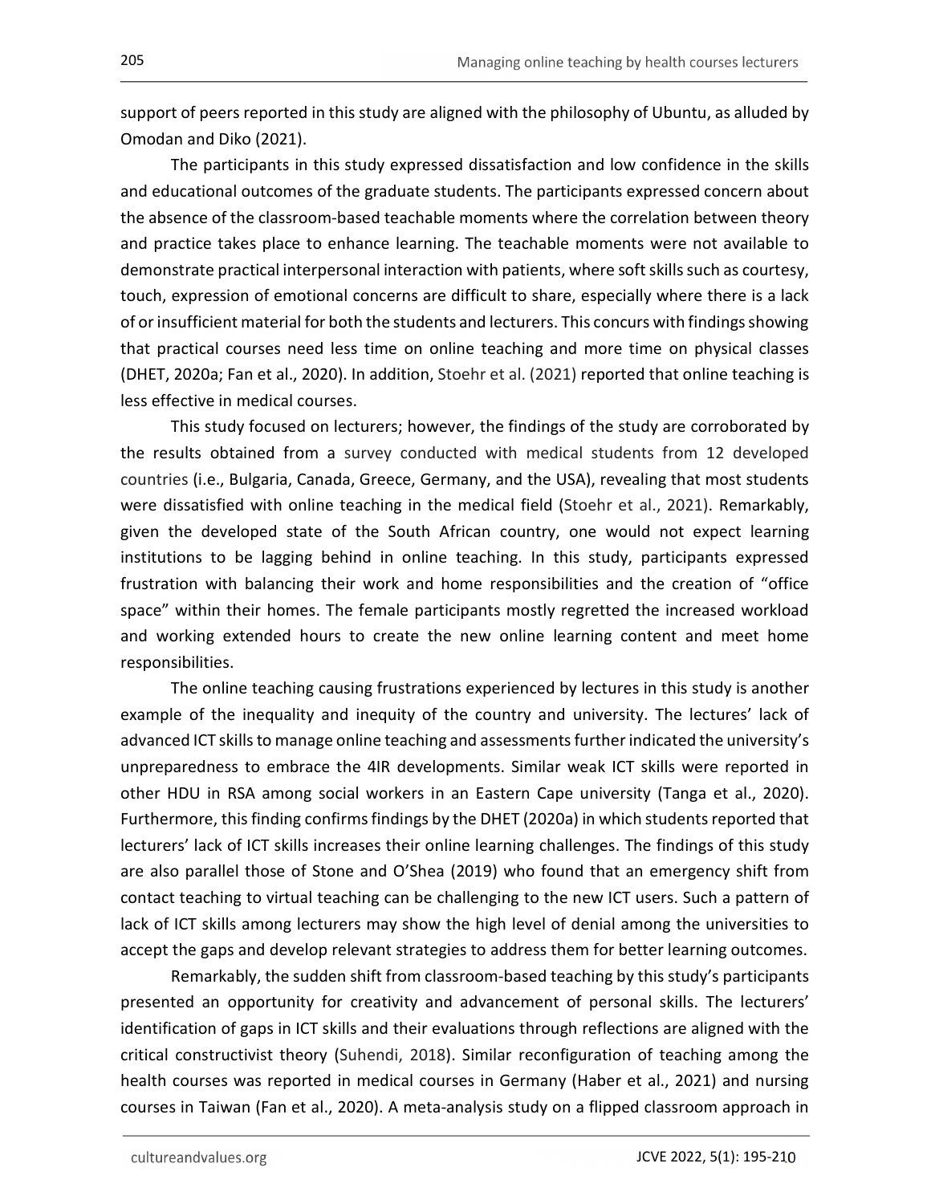support of peers reported in this study are aligned with the philosophy of Ubuntu, as alluded by Omodan and Diko (2021).

The participants in this study expressed dissatisfaction and low confidence in the skills and educational outcomes of the graduate students. The participants expressed concern about the absence of the classroom-based teachable moments where the correlation between theory and practice takes place to enhance learning. The teachable moments were not available to demonstrate practical interpersonal interaction with patients, where soft skills such as courtesy, touch, expression of emotional concerns are difficult to share, especially where there is a lack of or insufficient material for both the students and lecturers. This concurs with findings showing that practical courses need less time on online teaching and more time on physical classes (DHET, 2020a; Fan et al., 2020). In addition, Stoehr et al. (2021) reported that online teaching is less effective in medical courses.

This study focused on lecturers; however, the findings of the study are corroborated by the results obtained from a survey conducted with medical students from 12 developed countries (i.e., Bulgaria, Canada, Greece, Germany, and the USA), revealing that most students were dissatisfied with online teaching in the medical field (Stoehr et al., 2021). Remarkably, given the developed state of the South African country, one would not expect learning institutions to be lagging behind in online teaching. In this study, participants expressed frustration with balancing their work and home responsibilities and the creation of "office space" within their homes. The female participants mostly regretted the increased workload and working extended hours to create the new online learning content and meet home responsibilities.

The online teaching causing frustrations experienced by lectures in this study is another example of the inequality and inequity of the country and university. The lectures' lack of advanced ICT skills to manage online teaching and assessments further indicated the university's unpreparedness to embrace the 4IR developments. Similar weak ICT skills were reported in other HDU in RSA among social workers in an Eastern Cape university (Tanga et al., 2020). Furthermore, this finding confirms findings by the DHET (2020a) in which students reported that lecturers' lack of ICT skills increases their online learning challenges. The findings of this study are also parallel those of Stone and O'Shea (2019) who found that an emergency shift from contact teaching to virtual teaching can be challenging to the new ICT users. Such a pattern of lack of ICT skills among lecturers may show the high level of denial among the universities to accept the gaps and develop relevant strategies to address them for better learning outcomes.

Remarkably, the sudden shift from classroom-based teaching by this study's participants presented an opportunity for creativity and advancement of personal skills. The lecturers' identification of gaps in ICT skills and their evaluations through reflections are aligned with the critical constructivist theory (Suhendi, 2018). Similar reconfiguration of teaching among the health courses was reported in medical courses in Germany (Haber et al., 2021) and nursing courses in Taiwan (Fan et al., 2020). A meta-analysis study on a flipped classroom approach in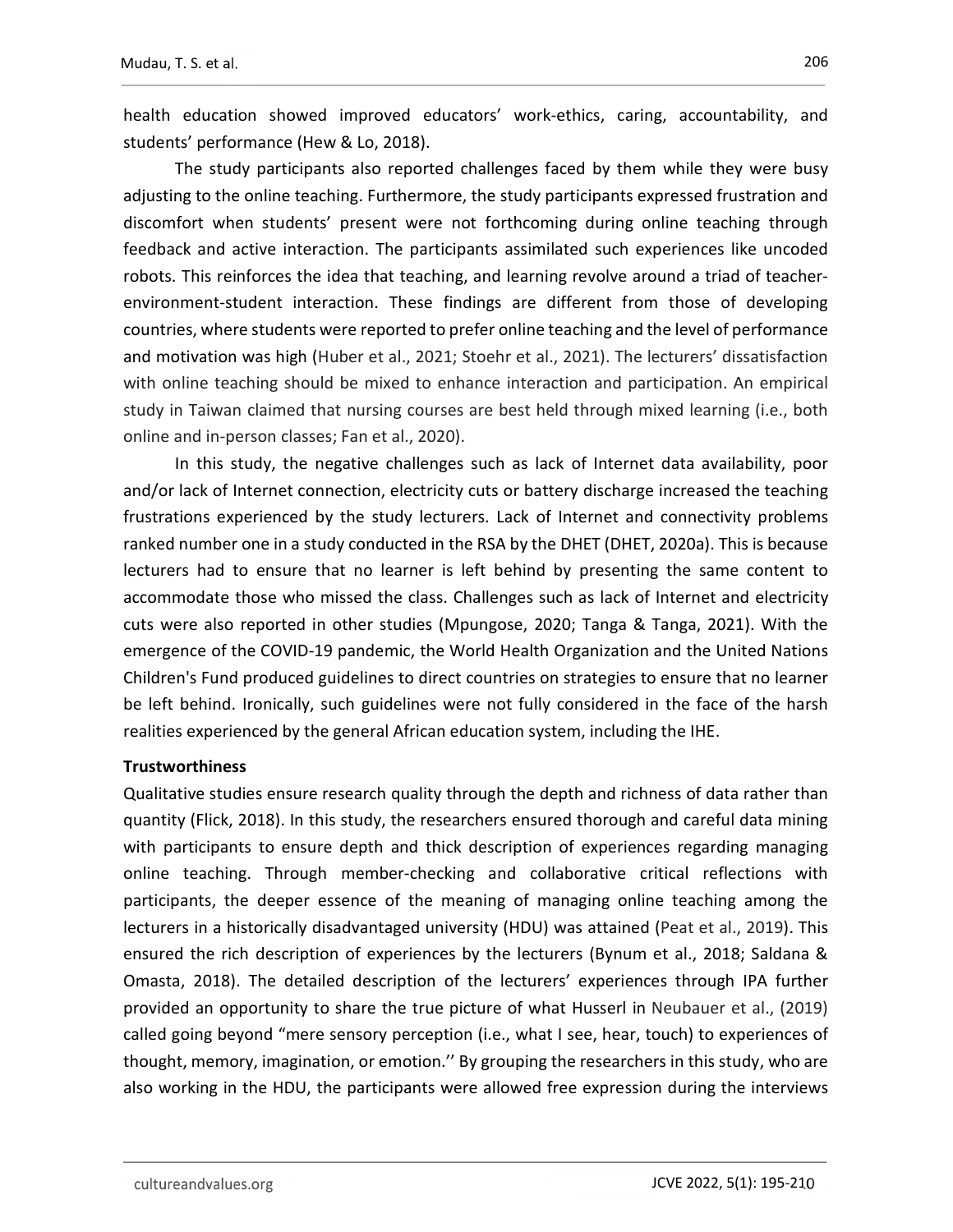health education showed improved educators' work-ethics, caring, accountability, and students' performance (Hew & Lo, 2018).

The study participants also reported challenges faced by them while they were busy adjusting to the online teaching. Furthermore, the study participants expressed frustration and discomfort when students' present were not forthcoming during online teaching through feedback and active interaction. The participants assimilated such experiences like uncoded robots. This reinforces the idea that teaching, and learning revolve around a triad of teacher-environment-student interaction. These findings are different from those of developing countries, where students were reported to prefer online teaching and the level of performance and motivation was high (Huber et al., 2021; Stoehr et al., 2021). The lecturers' dissatisfaction with online teaching should be mixed to enhance interaction and participation. An empirical study in Taiwan claimed that nursing courses are best held through mixed learning (i.e., both online and in-person classes; Fan et al., 2020).

In this study, the negative challenges such as lack of Internet data availability, poor and/or lack of Internet connection, electricity cuts or battery discharge increased the teaching frustrations experienced by the study lecturers. Lack of Internet and connectivity problems ranked number one in a study conducted in the RSA by the DHET (DHET, 2020a). This is because lecturers had to ensure that no learner is left behind by presenting the same content to accommodate those who missed the class. Challenges such as lack of Internet and electricity cuts were also reported in other studies (Mpungose, 2020; Tanga & Tanga, 2021). With the emergence of the COVID-19 pandemic, the World Health Organization and the United Nations Children's Fund produced guidelines to direct countries on strategies to ensure that no learner be left behind. Ironically, such guidelines were not fully considered in the face of the harsh realities experienced by the general African education system, including the IHE.

**Trustworthiness**

Qualitative studies ensure research quality through the depth and richness of data rather than quantity (Flick, 2018). In this study, the researchers ensured thorough and careful data mining with participants to ensure depth and thick description of experiences regarding managing online teaching. Through member-checking and collaborative critical reflections with participants, the deeper essence of the meaning of managing online teaching among the lecturers in a historically disadvantaged university (HDU) was attained (Peat et al., 2019). This ensured the rich description of experiences by the lecturers (Bynum et al., 2018; Saldana & Omasta, 2018). The detailed description of the lecturers' experiences through IPA further provided an opportunity to share the true picture of what Husserl in Neubauer et al., (2019) called going beyond "mere sensory perception (i.e., what I see, hear, touch) to experiences of thought, memory, imagination, or emotion.'' By grouping the researchers in this study, who are also working in the HDU, the participants were allowed free expression during the interviews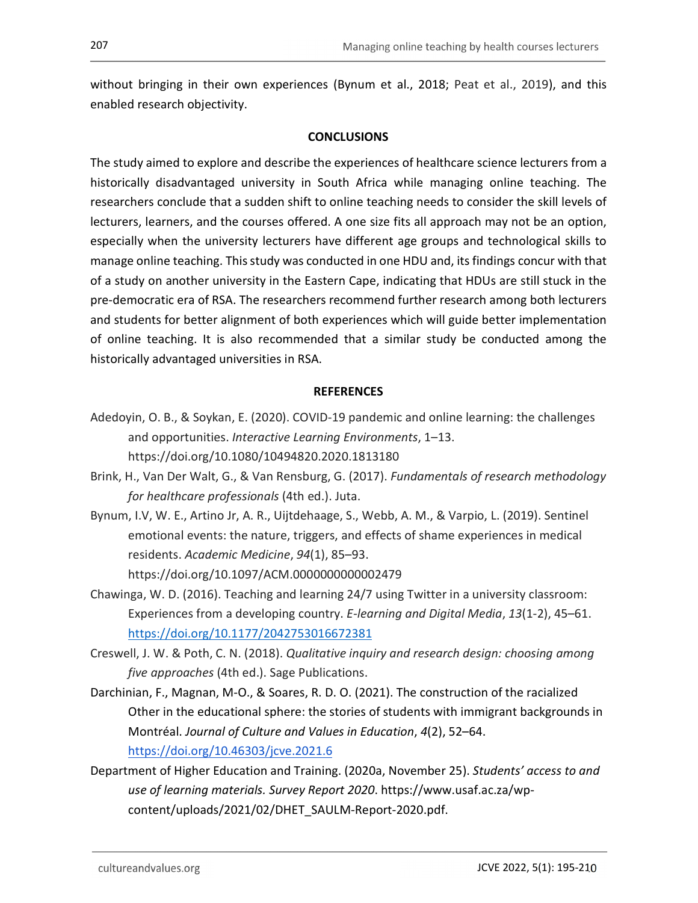without bringing in their own experiences (Bynum et al., 2018; Peat et al., 2019), and this enabled research objectivity.

## CONCLUSIONS

The study aimed to explore and describe the experiences of healthcare science lecturers from a historically disadvantaged university in South Africa while managing online teaching. The researchers conclude that a sudden shift to online teaching needs to consider the skill levels of lecturers, learners, and the courses offered. A one size fits all approach may not be an option, especially when the university lecturers have different age groups and technological skills to manage online teaching. This study was conducted in one HDU and, its findings concur with that of a study on another university in the Eastern Cape, indicating that HDUs are still stuck in the pre-democratic era of RSA. The researchers recommend further research among both lecturers and students for better alignment of both experiences which will guide better implementation of online teaching. It is also recommended that a similar study be conducted among the historically advantaged universities in RSA.

## REFERENCES

Adedoyin, O. B., & Soykan, E. (2020). COVID-19 pandemic and online learning: the challenges and opportunities. *Interactive Learning Environments*, 1–13. https://doi.org/10.1080/10494820.2020.1813180

Brink, H., Van Der Walt, G., & Van Rensburg, G. (2017). *Fundamentals of research methodology for healthcare professionals* (4th ed.). Juta.

Bynum, I.V, W. E., Artino Jr, A. R., Uijtdehaage, S., Webb, A. M., & Varpio, L. (2019). Sentinel emotional events: the nature, triggers, and effects of shame experiences in medical residents. *Academic Medicine*, *94*(1), 85–93. https://doi.org/10.1097/ACM.0000000000002479

Chawinga, W. D. (2016). Teaching and learning 24/7 using Twitter in a university classroom: Experiences from a developing country. *E-learning and Digital Media*, *13*(1-2), 45–61. https://doi.org/10.1177/2042753016672381

Creswell, J. W. & Poth, C. N. (2018). *Qualitative inquiry and research design: choosing among five approaches* (4th ed.). Sage Publications.

Darchinian, F., Magnan, M-O., & Soares, R. D. O. (2021). The construction of the racialized Other in the educational sphere: the stories of students with immigrant backgrounds in Montréal. *Journal of Culture and Values in Education*, *4*(2), 52–64. https://doi.org/10.46303/jcve.2021.6

Department of Higher Education and Training. (2020a, November 25). *Students' access to and use of learning materials. Survey Report 2020*. https://www.usaf.ac.za/wp-content/uploads/2021/02/DHET_SAULM-Report-2020.pdf.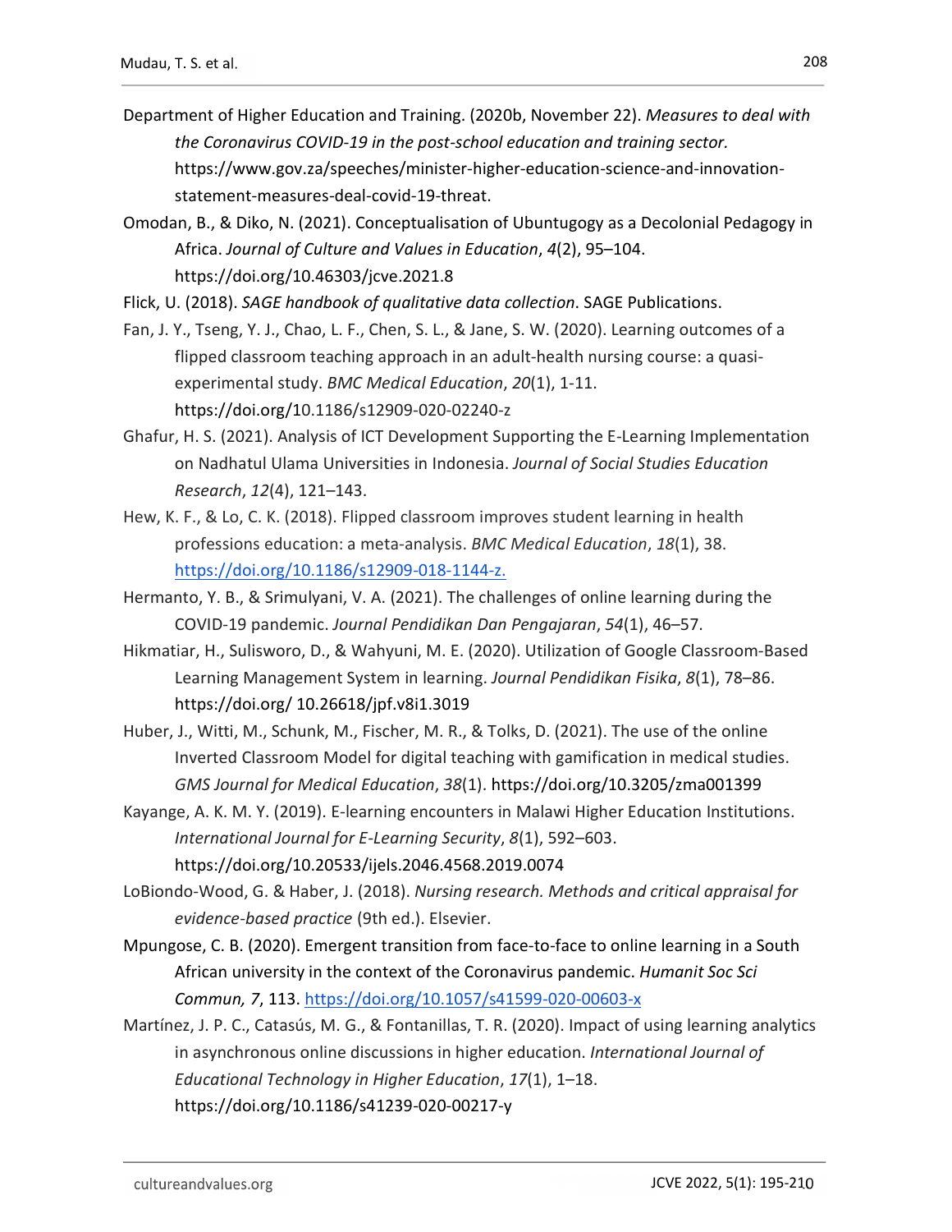Department of Higher Education and Training. (2020b, November 22). *Measures to deal with the Coronavirus COVID-19 in the post-school education and training sector.* https://www.gov.za/speeches/minister-higher-education-science-and-innovation-statement-measures-deal-covid-19-threat.

Omodan, B., & Diko, N. (2021). Conceptualisation of Ubuntugogy as a Decolonial Pedagogy in Africa. *Journal of Culture and Values in Education*, *4*(2), 95–104. https://doi.org/10.46303/jcve.2021.8

Flick, U. (2018). *SAGE handbook of qualitative data collection*. SAGE Publications.

Fan, J. Y., Tseng, Y. J., Chao, L. F., Chen, S. L., & Jane, S. W. (2020). Learning outcomes of a flipped classroom teaching approach in an adult-health nursing course: a quasi-experimental study. *BMC Medical Education*, *20*(1), 1-11. https://doi.org/10.1186/s12909-020-02240-z

Ghafur, H. S. (2021). Analysis of ICT Development Supporting the E-Learning Implementation on Nadhatul Ulama Universities in Indonesia. *Journal of Social Studies Education Research*, *12*(4), 121–143.

Hew, K. F., & Lo, C. K. (2018). Flipped classroom improves student learning in health professions education: a meta-analysis. *BMC Medical Education*, *18*(1), 38. https://doi.org/10.1186/s12909-018-1144-z.

Hermanto, Y. B., & Srimulyani, V. A. (2021). The challenges of online learning during the COVID-19 pandemic. *Journal Pendidikan Dan Pengajaran*, *54*(1), 46–57.

Hikmatiar, H., Sulisworo, D., & Wahyuni, M. E. (2020). Utilization of Google Classroom-Based Learning Management System in learning. *Journal Pendidikan Fisika*, *8*(1), 78–86. https://doi.org/ 10.26618/jpf.v8i1.3019

Huber, J., Witti, M., Schunk, M., Fischer, M. R., & Tolks, D. (2021). The use of the online Inverted Classroom Model for digital teaching with gamification in medical studies. *GMS Journal for Medical Education*, *38*(1). https://doi.org/10.3205/zma001399

Kayange, A. K. M. Y. (2019). E-learning encounters in Malawi Higher Education Institutions. *International Journal for E-Learning Security*, *8*(1), 592–603. https://doi.org/10.20533/ijels.2046.4568.2019.0074

LoBiondo-Wood, G. & Haber, J. (2018). *Nursing research. Methods and critical appraisal for evidence-based practice* (9th ed.). Elsevier.

Mpungose, C. B. (2020). Emergent transition from face-to-face to online learning in a South African university in the context of the Coronavirus pandemic. *Humanit Soc Sci Commun, 7*, 113. https://doi.org/10.1057/s41599-020-00603-x

Martínez, J. P. C., Catasús, M. G., & Fontanillas, T. R. (2020). Impact of using learning analytics in asynchronous online discussions in higher education. *International Journal of Educational Technology in Higher Education*, *17*(1), 1–18. https://doi.org/10.1186/s41239-020-00217-y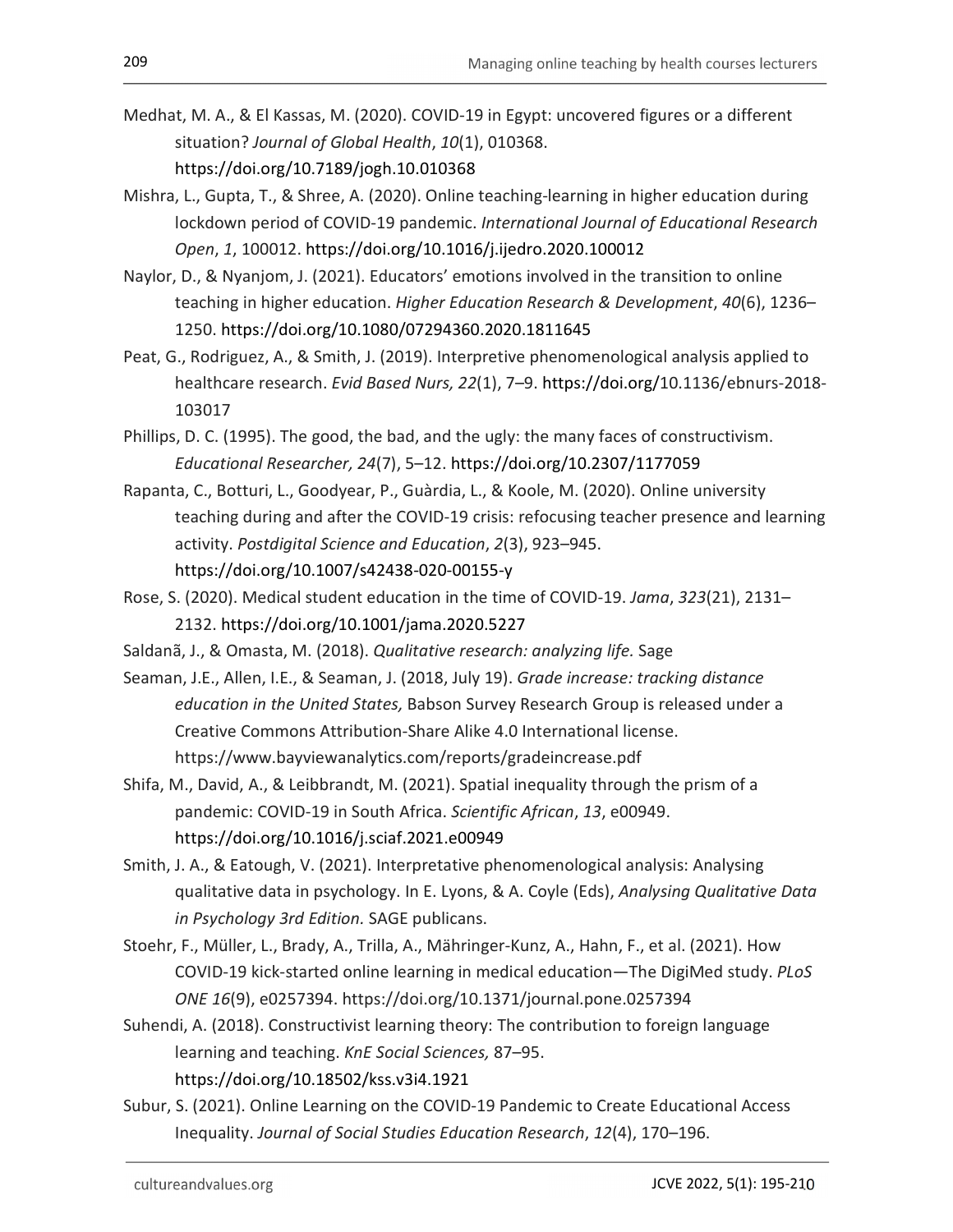Medhat, M. A., & El Kassas, M. (2020). COVID-19 in Egypt: uncovered figures or a different situation? *Journal of Global Health*, *10*(1), 010368. https://doi.org/10.7189/jogh.10.010368

Mishra, L., Gupta, T., & Shree, A. (2020). Online teaching-learning in higher education during lockdown period of COVID-19 pandemic. *International Journal of Educational Research Open*, *1*, 100012. https://doi.org/10.1016/j.ijedro.2020.100012

Naylor, D., & Nyanjom, J. (2021). Educators' emotions involved in the transition to online teaching in higher education. *Higher Education Research & Development*, *40*(6), 1236–1250. https://doi.org/10.1080/07294360.2020.1811645

Peat, G., Rodriguez, A., & Smith, J. (2019). Interpretive phenomenological analysis applied to healthcare research. *Evid Based Nurs, 22*(1), 7–9. https://doi.org/10.1136/ebnurs-2018-103017

Phillips, D. C. (1995). The good, the bad, and the ugly: the many faces of constructivism. *Educational Researcher, 24*(7), 5–12. https://doi.org/10.2307/1177059

Rapanta, C., Botturi, L., Goodyear, P., Guàrdia, L., & Koole, M. (2020). Online university teaching during and after the COVID-19 crisis: refocusing teacher presence and learning activity. *Postdigital Science and Education*, *2*(3), 923–945. https://doi.org/10.1007/s42438-020-00155-y

Rose, S. (2020). Medical student education in the time of COVID-19. *Jama*, *323*(21), 2131–2132. https://doi.org/10.1001/jama.2020.5227

Saldanã, J., & Omasta, M. (2018). *Qualitative research: analyzing life.* Sage

Seaman, J.E., Allen, I.E., & Seaman, J. (2018, July 19). *Grade increase: tracking distance education in the United States,* Babson Survey Research Group is released under a Creative Commons Attribution-Share Alike 4.0 International license. https://www.bayviewanalytics.com/reports/gradeincrease.pdf

Shifa, M., David, A., & Leibbrandt, M. (2021). Spatial inequality through the prism of a pandemic: COVID-19 in South Africa. *Scientific African*, *13*, e00949. https://doi.org/10.1016/j.sciaf.2021.e00949

Smith, J. A., & Eatough, V. (2021). Interpretative phenomenological analysis: Analysing qualitative data in psychology. In E. Lyons, & A. Coyle (Eds), *Analysing Qualitative Data in Psychology 3rd Edition.* SAGE publicans.

Stoehr, F., Müller, L., Brady, A., Trilla, A., Mähringer-Kunz, A., Hahn, F., et al. (2021). How COVID-19 kick-started online learning in medical education—The DigiMed study. *PLoS ONE 16*(9), e0257394. https://doi.org/10.1371/journal.pone.0257394

Suhendi, A. (2018). Constructivist learning theory: The contribution to foreign language learning and teaching. *KnE Social Sciences,* 87–95. https://doi.org/10.18502/kss.v3i4.1921

Subur, S. (2021). Online Learning on the COVID-19 Pandemic to Create Educational Access Inequality. *Journal of Social Studies Education Research*, *12*(4), 170–196.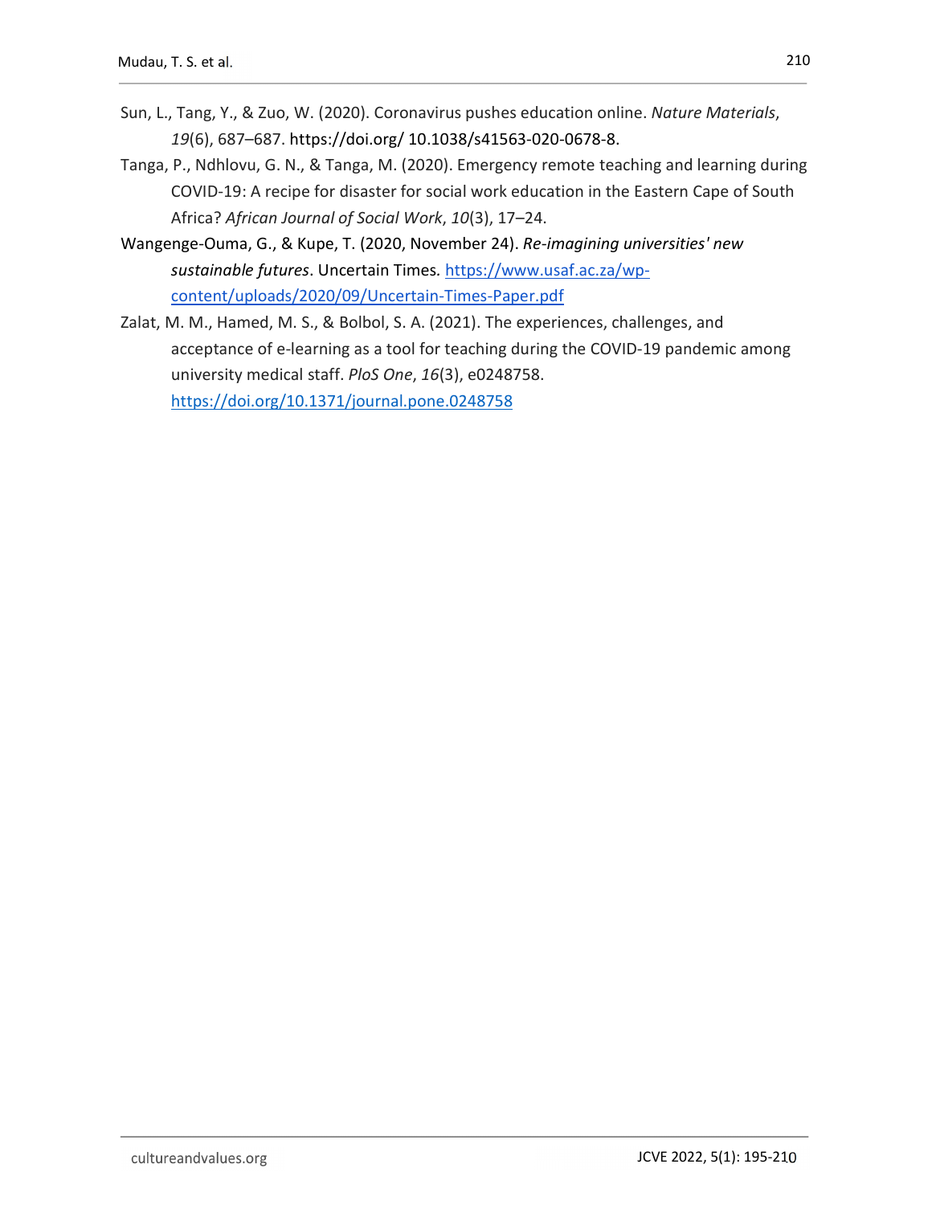Sun, L., Tang, Y., & Zuo, W. (2020). Coronavirus pushes education online. *Nature Materials*, *19*(6), 687–687. https://doi.org/ 10.1038/s41563-020-0678-8.

Tanga, P., Ndhlovu, G. N., & Tanga, M. (2020). Emergency remote teaching and learning during COVID-19: A recipe for disaster for social work education in the Eastern Cape of South Africa? *African Journal of Social Work*, *10*(3), 17–24.

Wangenge-Ouma, G., & Kupe, T. (2020, November 24). *Re-imagining universities' new sustainable futures*. Uncertain Times. https://www.usaf.ac.za/wp-content/uploads/2020/09/Uncertain-Times-Paper.pdf

Zalat, M. M., Hamed, M. S., & Bolbol, S. A. (2021). The experiences, challenges, and acceptance of e-learning as a tool for teaching during the COVID-19 pandemic among university medical staff. *PloS One*, *16*(3), e0248758. https://doi.org/10.1371/journal.pone.0248758